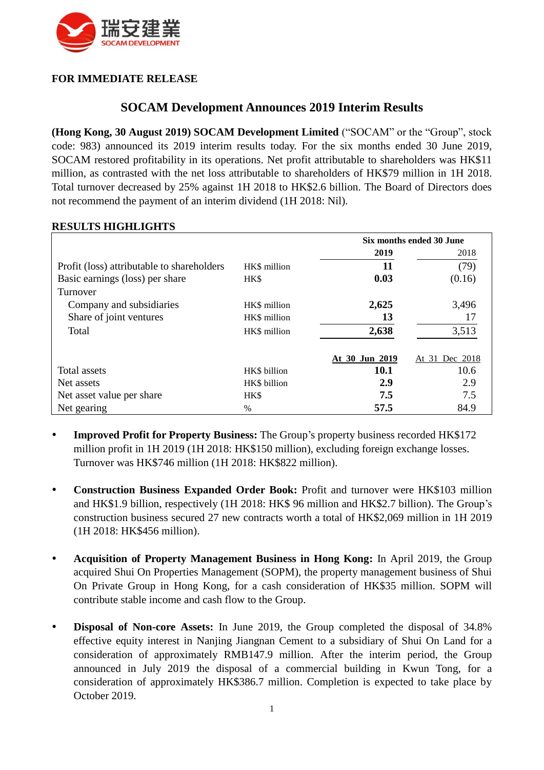瑞安建業
SOCAM DEVELOPMENT

**FOR IMMEDIATE RELEASE**

# SOCAM Development Announces 2019 Interim Results

**(Hong Kong, 30 August 2019) SOCAM Development Limited** ("SOCAM" or the "Group", stock code: 983) announced its 2019 interim results today. For the six months ended 30 June 2019, SOCAM restored profitability in its operations. Net profit attributable to shareholders was HK$11 million, as contrasted with the net loss attributable to shareholders of HK$79 million in 1H 2018. Total turnover decreased by 25% against 1H 2018 to HK$2.6 billion. The Board of Directors does not recommend the payment of an interim dividend (1H 2018: Nil).

## RESULTS HIGHLIGHTS

| | | **Six months ended 30 June** | |
|---|---|---|---|
| | | **2019** | 2018 |
| Profit (loss) attributable to shareholders | HK$ million | **11** | (79) |
| Basic earnings (loss) per share | HK$ | **0.03** | (0.16) |
| Turnover | | | |
| Company and subsidiaries | HK$ million | **2,625** | 3,496 |
| Share of joint ventures | HK$ million | **13** | 17 |
| Total | HK$ million | **2,638** | 3,513 |
| | | **At 30 Jun 2019** | At 31 Dec 2018 |
| Total assets | HK$ billion | **10.1** | 10.6 |
| Net assets | HK$ billion | **2.9** | 2.9 |
| Net asset value per share | HK$ | **7.5** | 7.5 |
| Net gearing | % | **57.5** | 84.9 |

- **Improved Profit for Property Business:** The Group's property business recorded HK$172 million profit in 1H 2019 (1H 2018: HK$150 million), excluding foreign exchange losses. Turnover was HK$746 million (1H 2018: HK$822 million).

- **Construction Business Expanded Order Book:** Profit and turnover were HK$103 million and HK$1.9 billion, respectively (1H 2018: HK$ 96 million and HK$2.7 billion). The Group's construction business secured 27 new contracts worth a total of HK$2,069 million in 1H 2019 (1H 2018: HK$456 million).

- **Acquisition of Property Management Business in Hong Kong:** In April 2019, the Group acquired Shui On Properties Management (SOPM), the property management business of Shui On Private Group in Hong Kong, for a cash consideration of HK$35 million. SOPM will contribute stable income and cash flow to the Group.

- **Disposal of Non-core Assets:** In June 2019, the Group completed the disposal of 34.8% effective equity interest in Nanjing Jiangnan Cement to a subsidiary of Shui On Land for a consideration of approximately RMB147.9 million. After the interim period, the Group announced in July 2019 the disposal of a commercial building in Kwun Tong, for a consideration of approximately HK$386.7 million. Completion is expected to take place by October 2019.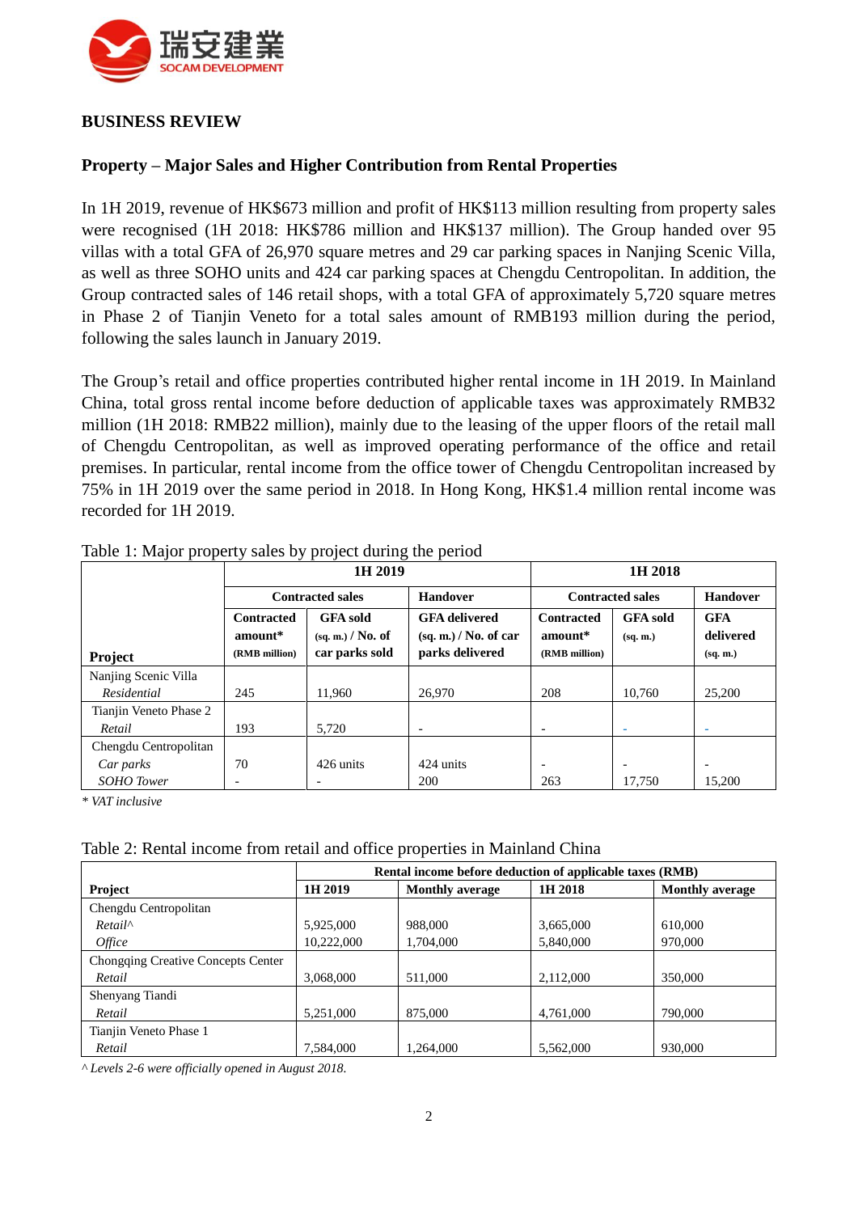## BUSINESS REVIEW

### Property – Major Sales and Higher Contribution from Rental Properties

In 1H 2019, revenue of HK$673 million and profit of HK$113 million resulting from property sales were recognised (1H 2018: HK$786 million and HK$137 million). The Group handed over 95 villas with a total GFA of 26,970 square metres and 29 car parking spaces in Nanjing Scenic Villa, as well as three SOHO units and 424 car parking spaces at Chengdu Centropolitan. In addition, the Group contracted sales of 146 retail shops, with a total GFA of approximately 5,720 square metres in Phase 2 of Tianjin Veneto for a total sales amount of RMB193 million during the period, following the sales launch in January 2019.

The Group's retail and office properties contributed higher rental income in 1H 2019. In Mainland China, total gross rental income before deduction of applicable taxes was approximately RMB32 million (1H 2018: RMB22 million), mainly due to the leasing of the upper floors of the retail mall of Chengdu Centropolitan, as well as improved operating performance of the office and retail premises. In particular, rental income from the office tower of Chengdu Centropolitan increased by 75% in 1H 2019 over the same period in 2018. In Hong Kong, HK$1.4 million rental income was recorded for 1H 2019.

Table 1: Major property sales by project during the period

| Project | 1H 2019 | | | 1H 2018 | | |
|---|---|---|---|---|---|---|
| | Contracted sales | | Handover | Contracted sales | | Handover |
| | Contracted amount* (RMB million) | GFA sold (sq. m.) / No. of car parks sold | GFA delivered (sq. m.) / No. of car parks delivered | Contracted amount* (RMB million) | GFA sold (sq. m.) | GFA delivered (sq. m.) |
| Nanjing Scenic Villa *Residential* | 245 | 11,960 | 26,970 | 208 | 10,760 | 25,200 |
| Tianjin Veneto Phase 2 *Retail* | 193 | 5,720 | - | - | - | - |
| Chengdu Centropolitan *Car parks* | 70 | 426 units | 424 units | - | - | - |
| *SOHO Tower* | - | - | 200 | 263 | 17,750 | 15,200 |

*\* VAT inclusive*

Table 2: Rental income from retail and office properties in Mainland China

| Project | Rental income before deduction of applicable taxes (RMB) | | | |
|---|---|---|---|---|
| | 1H 2019 | Monthly average | 1H 2018 | Monthly average |
| Chengdu Centropolitan | | | | |
| *Retail^* | 5,925,000 | 988,000 | 3,665,000 | 610,000 |
| *Office* | 10,222,000 | 1,704,000 | 5,840,000 | 970,000 |
| Chongqing Creative Concepts Center *Retail* | 3,068,000 | 511,000 | 2,112,000 | 350,000 |
| Shenyang Tiandi *Retail* | 5,251,000 | 875,000 | 4,761,000 | 790,000 |
| Tianjin Veneto Phase 1 *Retail* | 7,584,000 | 1,264,000 | 5,562,000 | 930,000 |

*^ Levels 2-6 were officially opened in August 2018.*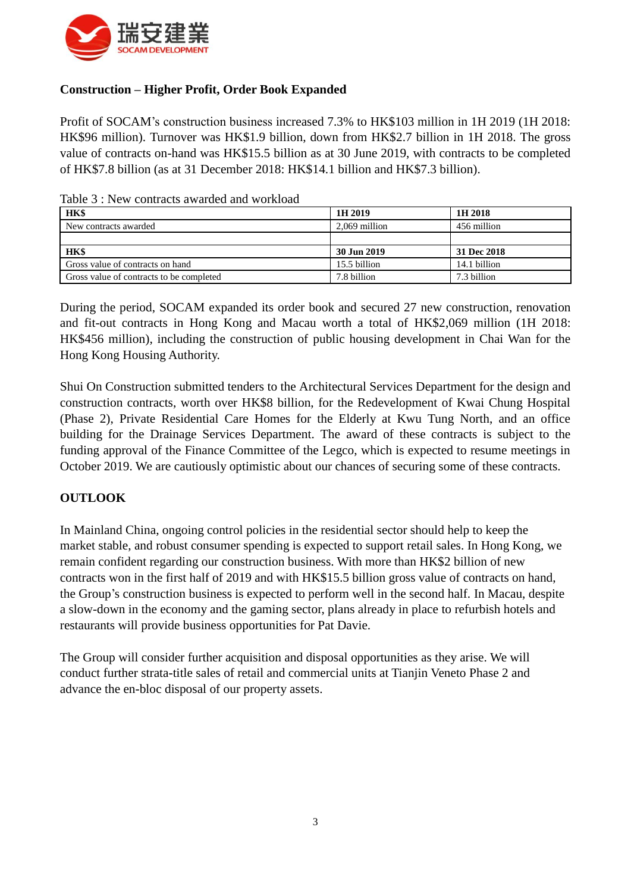**Construction – Higher Profit, Order Book Expanded**

Profit of SOCAM's construction business increased 7.3% to HK$103 million in 1H 2019 (1H 2018: HK$96 million). Turnover was HK$1.9 billion, down from HK$2.7 billion in 1H 2018. The gross value of contracts on-hand was HK$15.5 billion as at 30 June 2019, with contracts to be completed of HK$7.8 billion (as at 31 December 2018: HK$14.1 billion and HK$7.3 billion).

Table 3 : New contracts awarded and workload

| **HK$** | **1H 2019** | **1H 2018** |
|---|---|---|
| New contracts awarded | 2,069 million | 456 million |
| | | |
| **HK$** | **30 Jun 2019** | **31 Dec 2018** |
| Gross value of contracts on hand | 15.5 billion | 14.1 billion |
| Gross value of contracts to be completed | 7.8 billion | 7.3 billion |

During the period, SOCAM expanded its order book and secured 27 new construction, renovation and fit-out contracts in Hong Kong and Macau worth a total of HK$2,069 million (1H 2018: HK$456 million), including the construction of public housing development in Chai Wan for the Hong Kong Housing Authority.

Shui On Construction submitted tenders to the Architectural Services Department for the design and construction contracts, worth over HK$8 billion, for the Redevelopment of Kwai Chung Hospital (Phase 2), Private Residential Care Homes for the Elderly at Kwu Tung North, and an office building for the Drainage Services Department. The award of these contracts is subject to the funding approval of the Finance Committee of the Legco, which is expected to resume meetings in October 2019. We are cautiously optimistic about our chances of securing some of these contracts.

**OUTLOOK**

In Mainland China, ongoing control policies in the residential sector should help to keep the market stable, and robust consumer spending is expected to support retail sales. In Hong Kong, we remain confident regarding our construction business. With more than HK$2 billion of new contracts won in the first half of 2019 and with HK$15.5 billion gross value of contracts on hand, the Group's construction business is expected to perform well in the second half. In Macau, despite a slow-down in the economy and the gaming sector, plans already in place to refurbish hotels and restaurants will provide business opportunities for Pat Davie.

The Group will consider further acquisition and disposal opportunities as they arise. We will conduct further strata-title sales of retail and commercial units at Tianjin Veneto Phase 2 and advance the en-bloc disposal of our property assets.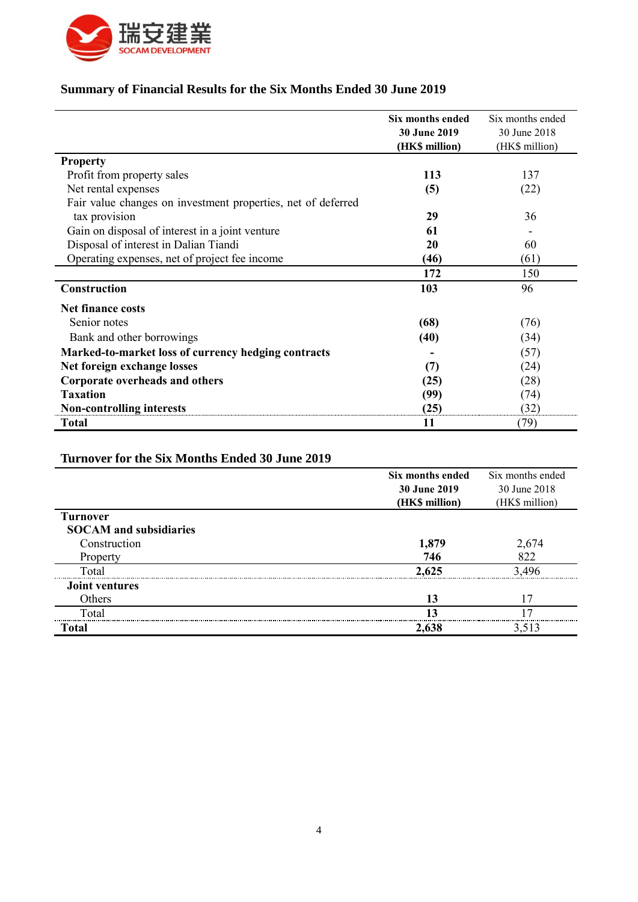瑞安建業
SOCAM DEVELOPMENT

## Summary of Financial Results for the Six Months Ended 30 June 2019

| | **Six months ended 30 June 2019 (HK$ million)** | Six months ended 30 June 2018 (HK$ million) |
|---|---|---|
| **Property** | | |
| Profit from property sales | **113** | 137 |
| Net rental expenses | **(5)** | (22) |
| Fair value changes on investment properties, net of deferred tax provision | **29** | 36 |
| Gain on disposal of interest in a joint venture | **61** | - |
| Disposal of interest in Dalian Tiandi | **20** | 60 |
| Operating expenses, net of project fee income | **(46)** | (61) |
| | **172** | 150 |
| **Construction** | **103** | 96 |
| **Net finance costs** | | |
| Senior notes | **(68)** | (76) |
| Bank and other borrowings | **(40)** | (34) |
| **Marked-to-market loss of currency hedging contracts** | **-** | (57) |
| **Net foreign exchange losses** | **(7)** | (24) |
| **Corporate overheads and others** | **(25)** | (28) |
| **Taxation** | **(99)** | (74) |
| **Non-controlling interests** | **(25)** | (32) |
| **Total** | **11** | (79) |

## Turnover for the Six Months Ended 30 June 2019

| | **Six months ended 30 June 2019 (HK$ million)** | Six months ended 30 June 2018 (HK$ million) |
|---|---|---|
| **Turnover** | | |
| **SOCAM and subsidiaries** | | |
| Construction | **1,879** | 2,674 |
| Property | **746** | 822 |
| Total | **2,625** | 3,496 |
| **Joint ventures** | | |
| Others | **13** | 17 |
| Total | **13** | 17 |
| **Total** | **2,638** | 3,513 |